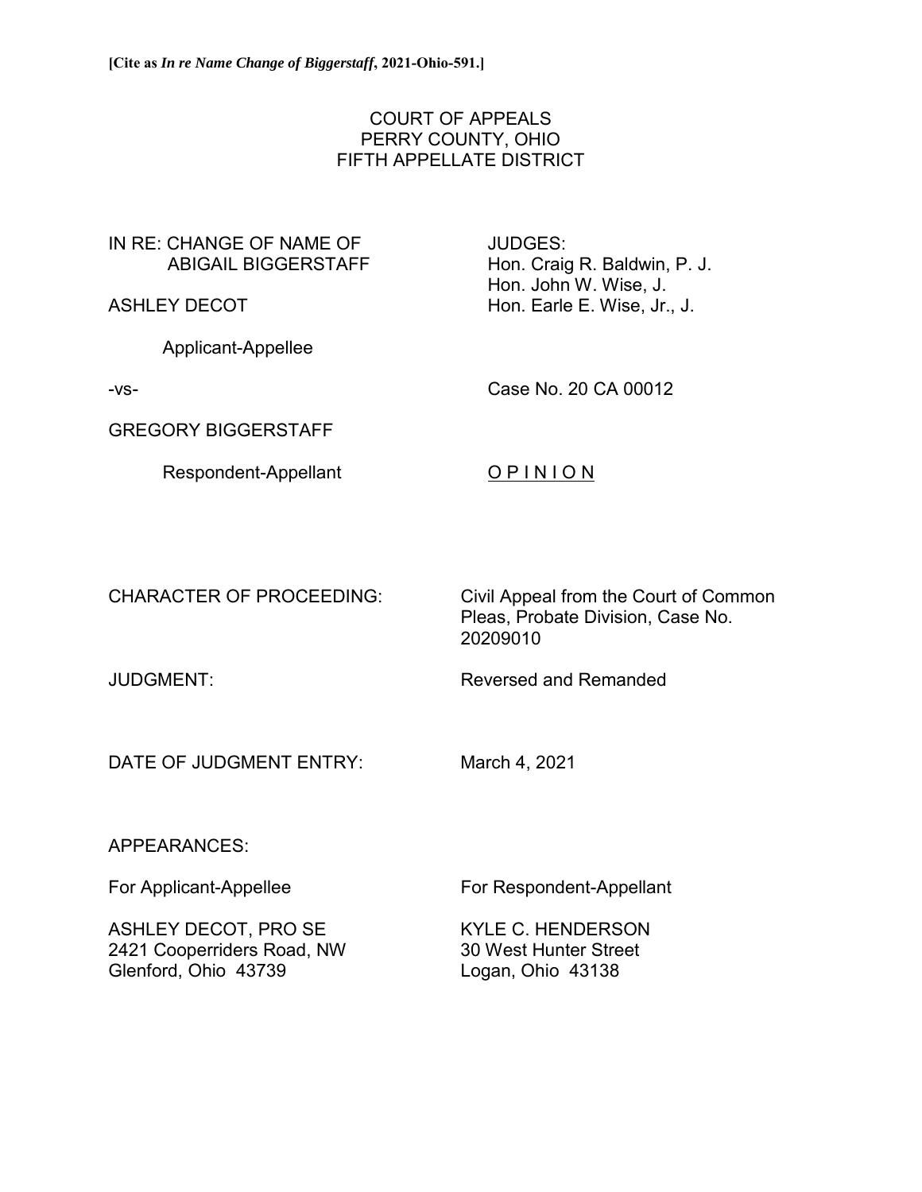**[Cite as *In re Name Change of Biggerstaff*, 2021-Ohio-591.]**

COURT OF APPEALS
PERRY COUNTY, OHIO
FIFTH APPELLATE DISTRICT

IN RE: CHANGE OF NAME OF ABIGAIL BIGGERSTAFF

ASHLEY DECOT

Applicant-Appellee

-vs-

GREGORY BIGGERSTAFF

Respondent-Appellant

JUDGES:
Hon. Craig R. Baldwin, P. J.
Hon. John W. Wise, J.
Hon. Earle E. Wise, Jr., J.

Case No. 20 CA 00012

OPINION

CHARACTER OF PROCEEDING: Civil Appeal from the Court of Common Pleas, Probate Division, Case No. 20209010

JUDGMENT: Reversed and Remanded

DATE OF JUDGMENT ENTRY: March 4, 2021

APPEARANCES:

For Applicant-Appellee

ASHLEY DECOT, PRO SE
2421 Cooperriders Road, NW
Glenford, Ohio 43739

For Respondent-Appellant

KYLE C. HENDERSON
30 West Hunter Street
Logan, Ohio 43138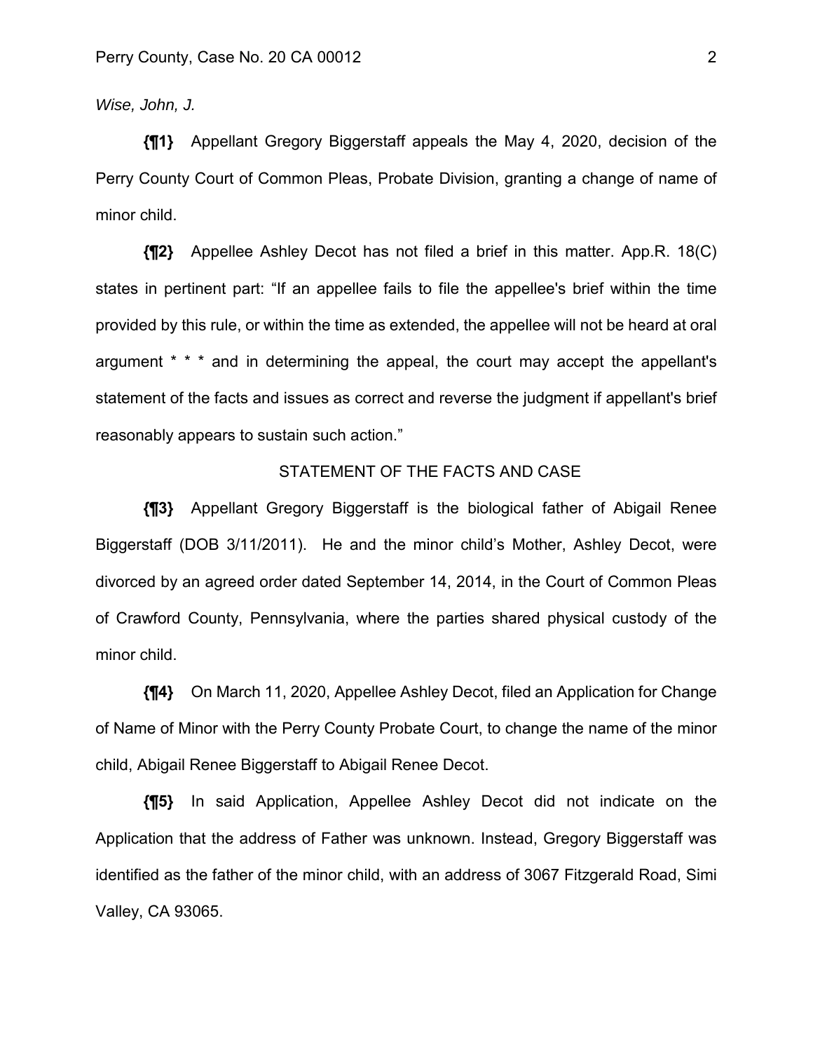*Wise, John, J.*

**{¶1}** Appellant Gregory Biggerstaff appeals the May 4, 2020, decision of the Perry County Court of Common Pleas, Probate Division, granting a change of name of minor child.

**{¶2}** Appellee Ashley Decot has not filed a brief in this matter. App.R. 18(C) states in pertinent part: "If an appellee fails to file the appellee's brief within the time provided by this rule, or within the time as extended, the appellee will not be heard at oral argument * * * and in determining the appeal, the court may accept the appellant's statement of the facts and issues as correct and reverse the judgment if appellant's brief reasonably appears to sustain such action."

STATEMENT OF THE FACTS AND CASE

**{¶3}** Appellant Gregory Biggerstaff is the biological father of Abigail Renee Biggerstaff (DOB 3/11/2011). He and the minor child's Mother, Ashley Decot, were divorced by an agreed order dated September 14, 2014, in the Court of Common Pleas of Crawford County, Pennsylvania, where the parties shared physical custody of the minor child.

**{¶4}** On March 11, 2020, Appellee Ashley Decot, filed an Application for Change of Name of Minor with the Perry County Probate Court, to change the name of the minor child, Abigail Renee Biggerstaff to Abigail Renee Decot.

**{¶5}** In said Application, Appellee Ashley Decot did not indicate on the Application that the address of Father was unknown. Instead, Gregory Biggerstaff was identified as the father of the minor child, with an address of 3067 Fitzgerald Road, Simi Valley, CA 93065.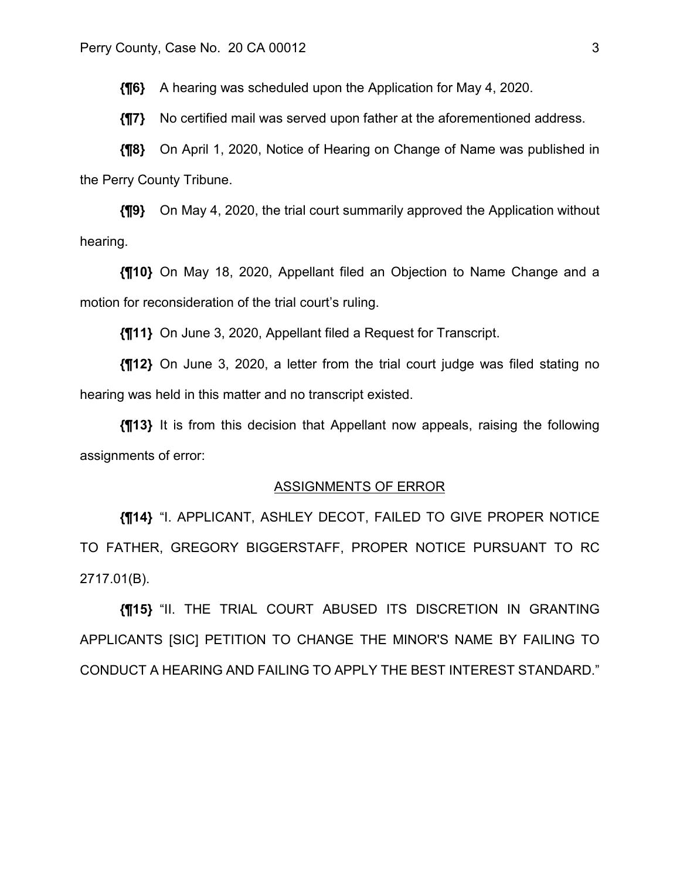**{¶6}** A hearing was scheduled upon the Application for May 4, 2020.

**{¶7}** No certified mail was served upon father at the aforementioned address.

**{¶8}** On April 1, 2020, Notice of Hearing on Change of Name was published in the Perry County Tribune.

**{¶9}** On May 4, 2020, the trial court summarily approved the Application without hearing.

**{¶10}** On May 18, 2020, Appellant filed an Objection to Name Change and a motion for reconsideration of the trial court's ruling.

**{¶11}** On June 3, 2020, Appellant filed a Request for Transcript.

**{¶12}** On June 3, 2020, a letter from the trial court judge was filed stating no hearing was held in this matter and no transcript existed.

**{¶13}** It is from this decision that Appellant now appeals, raising the following assignments of error:

<u>ASSIGNMENTS OF ERROR</u>

**{¶14}** "I. APPLICANT, ASHLEY DECOT, FAILED TO GIVE PROPER NOTICE TO FATHER, GREGORY BIGGERSTAFF, PROPER NOTICE PURSUANT TO RC 2717.01(B).

**{¶15}** "II. THE TRIAL COURT ABUSED ITS DISCRETION IN GRANTING APPLICANTS [SIC] PETITION TO CHANGE THE MINOR'S NAME BY FAILING TO CONDUCT A HEARING AND FAILING TO APPLY THE BEST INTEREST STANDARD."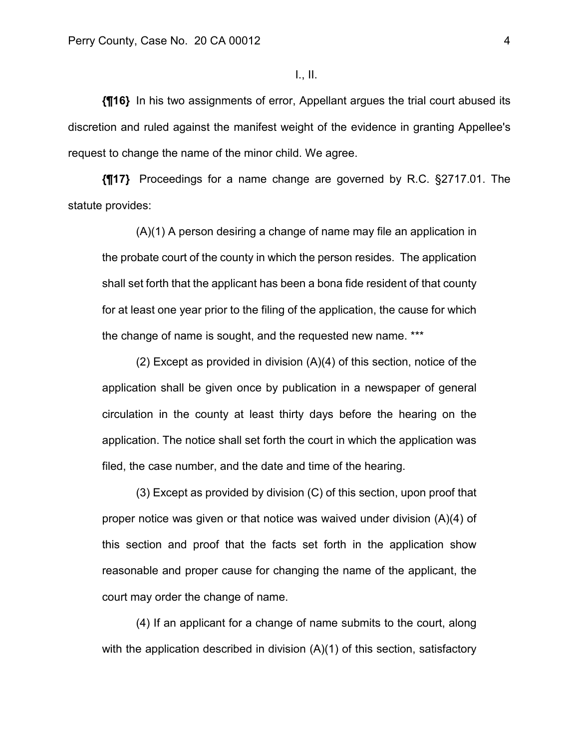I., II.

**{¶16}** In his two assignments of error, Appellant argues the trial court abused its discretion and ruled against the manifest weight of the evidence in granting Appellee's request to change the name of the minor child. We agree.

**{¶17}** Proceedings for a name change are governed by R.C. §2717.01. The statute provides:

> (A)(1) A person desiring a change of name may file an application in the probate court of the county in which the person resides. The application shall set forth that the applicant has been a bona fide resident of that county for at least one year prior to the filing of the application, the cause for which the change of name is sought, and the requested new name. ***
>
> (2) Except as provided in division (A)(4) of this section, notice of the application shall be given once by publication in a newspaper of general circulation in the county at least thirty days before the hearing on the application. The notice shall set forth the court in which the application was filed, the case number, and the date and time of the hearing.
>
> (3) Except as provided by division (C) of this section, upon proof that proper notice was given or that notice was waived under division (A)(4) of this section and proof that the facts set forth in the application show reasonable and proper cause for changing the name of the applicant, the court may order the change of name.
>
> (4) If an applicant for a change of name submits to the court, along with the application described in division (A)(1) of this section, satisfactory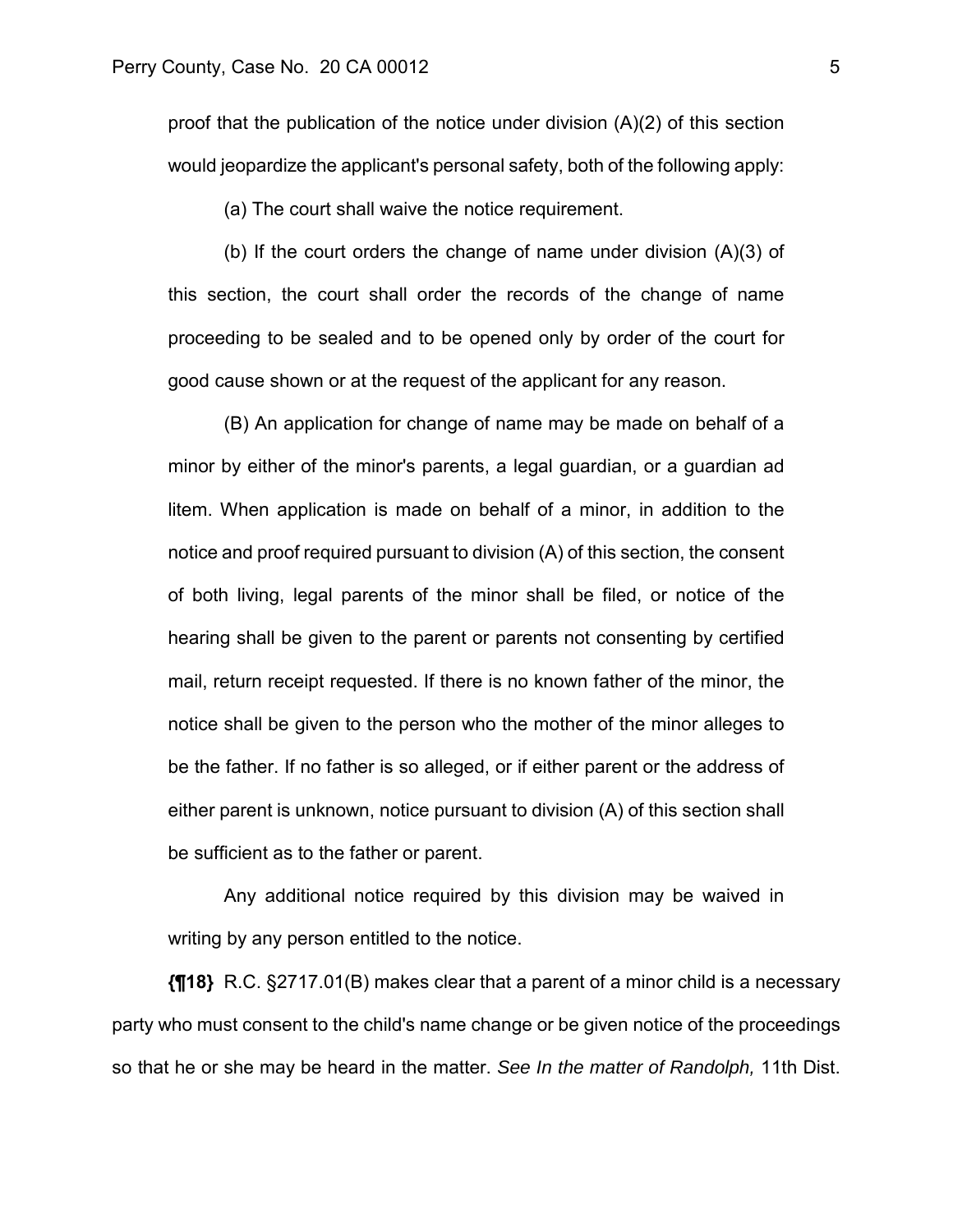proof that the publication of the notice under division (A)(2) of this section would jeopardize the applicant's personal safety, both of the following apply:

(a) The court shall waive the notice requirement.

(b) If the court orders the change of name under division (A)(3) of this section, the court shall order the records of the change of name proceeding to be sealed and to be opened only by order of the court for good cause shown or at the request of the applicant for any reason.

(B) An application for change of name may be made on behalf of a minor by either of the minor's parents, a legal guardian, or a guardian ad litem. When application is made on behalf of a minor, in addition to the notice and proof required pursuant to division (A) of this section, the consent of both living, legal parents of the minor shall be filed, or notice of the hearing shall be given to the parent or parents not consenting by certified mail, return receipt requested. If there is no known father of the minor, the notice shall be given to the person who the mother of the minor alleges to be the father. If no father is so alleged, or if either parent or the address of either parent is unknown, notice pursuant to division (A) of this section shall be sufficient as to the father or parent.

Any additional notice required by this division may be waived in writing by any person entitled to the notice.

**{¶18}** R.C. §2717.01(B) makes clear that a parent of a minor child is a necessary party who must consent to the child's name change or be given notice of the proceedings so that he or she may be heard in the matter. *See In the matter of Randolph,* 11th Dist.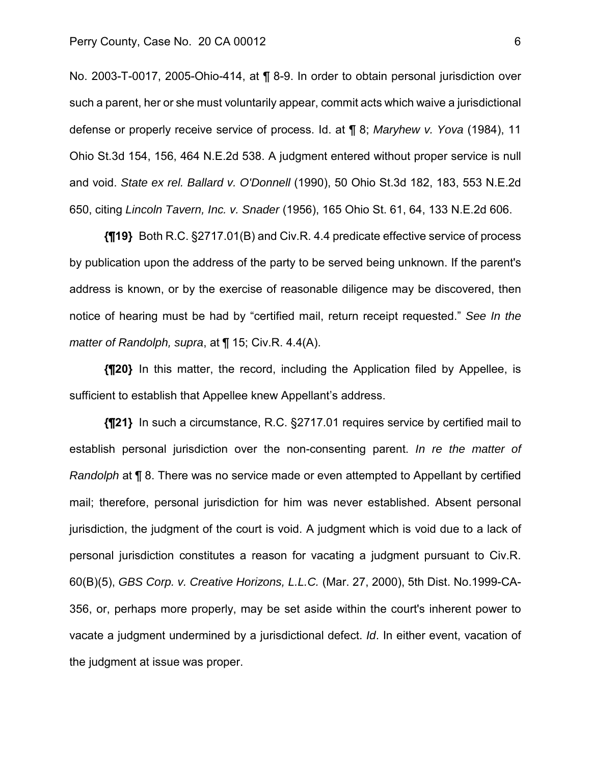No. 2003-T-0017, 2005-Ohio-414, at ¶ 8-9. In order to obtain personal jurisdiction over such a parent, her or she must voluntarily appear, commit acts which waive a jurisdictional defense or properly receive service of process. Id. at ¶ 8; *Maryhew v. Yova* (1984), 11 Ohio St.3d 154, 156, 464 N.E.2d 538. A judgment entered without proper service is null and void. *State ex rel. Ballard v. O'Donnell* (1990), 50 Ohio St.3d 182, 183, 553 N.E.2d 650, citing *Lincoln Tavern, Inc. v. Snader* (1956), 165 Ohio St. 61, 64, 133 N.E.2d 606.

**{¶19}** Both R.C. §2717.01(B) and Civ.R. 4.4 predicate effective service of process by publication upon the address of the party to be served being unknown. If the parent's address is known, or by the exercise of reasonable diligence may be discovered, then notice of hearing must be had by "certified mail, return receipt requested." *See In the matter of Randolph, supra*, at ¶ 15; Civ.R. 4.4(A).

**{¶20}** In this matter, the record, including the Application filed by Appellee, is sufficient to establish that Appellee knew Appellant's address.

**{¶21}** In such a circumstance, R.C. §2717.01 requires service by certified mail to establish personal jurisdiction over the non-consenting parent. *In re the matter of Randolph* at ¶ 8. There was no service made or even attempted to Appellant by certified mail; therefore, personal jurisdiction for him was never established. Absent personal jurisdiction, the judgment of the court is void. A judgment which is void due to a lack of personal jurisdiction constitutes a reason for vacating a judgment pursuant to Civ.R. 60(B)(5), *GBS Corp. v. Creative Horizons, L.L.C.* (Mar. 27, 2000), 5th Dist. No.1999-CA-356, or, perhaps more properly, may be set aside within the court's inherent power to vacate a judgment undermined by a jurisdictional defect. *Id*. In either event, vacation of the judgment at issue was proper.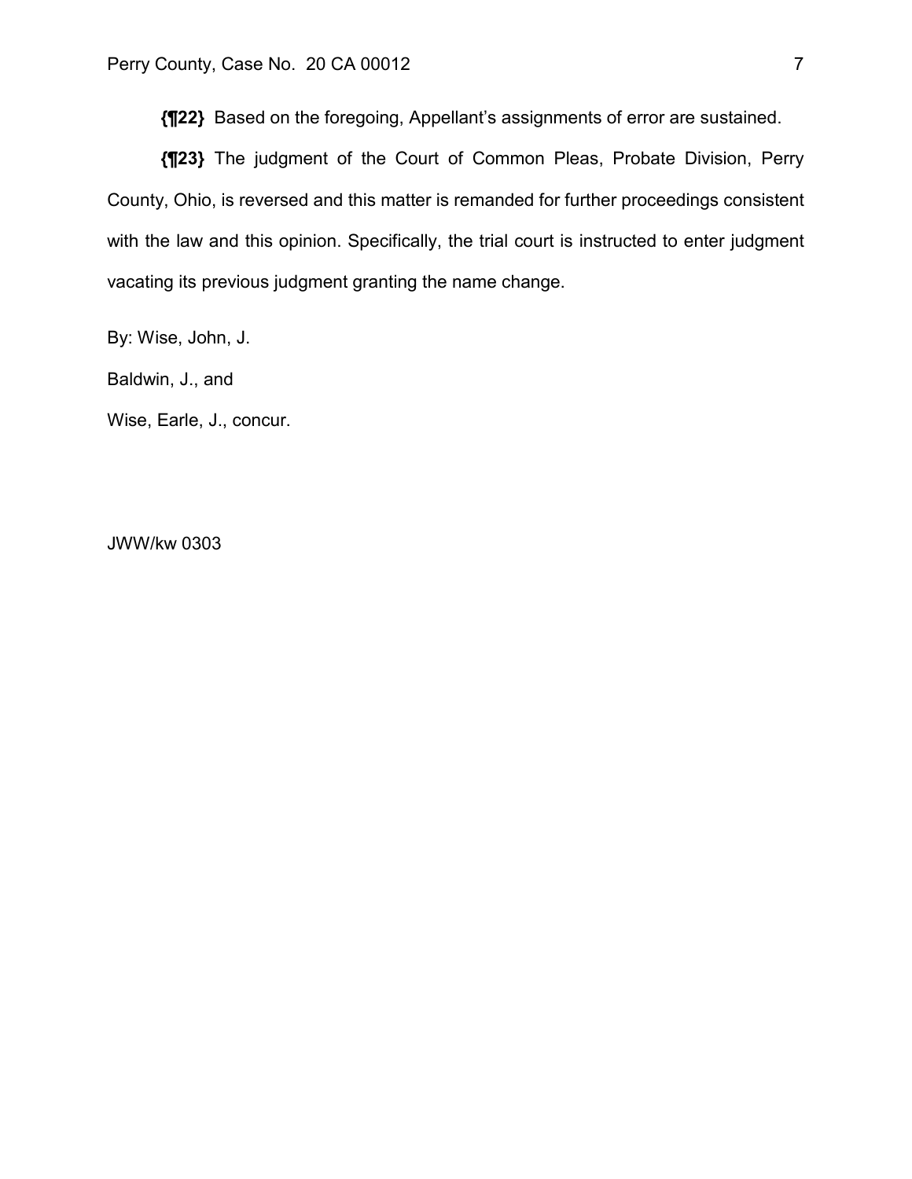**{¶22}** Based on the foregoing, Appellant's assignments of error are sustained.

**{¶23}** The judgment of the Court of Common Pleas, Probate Division, Perry County, Ohio, is reversed and this matter is remanded for further proceedings consistent with the law and this opinion. Specifically, the trial court is instructed to enter judgment vacating its previous judgment granting the name change.

By: Wise, John, J.

Baldwin, J., and

Wise, Earle, J., concur.

JWW/kw 0303